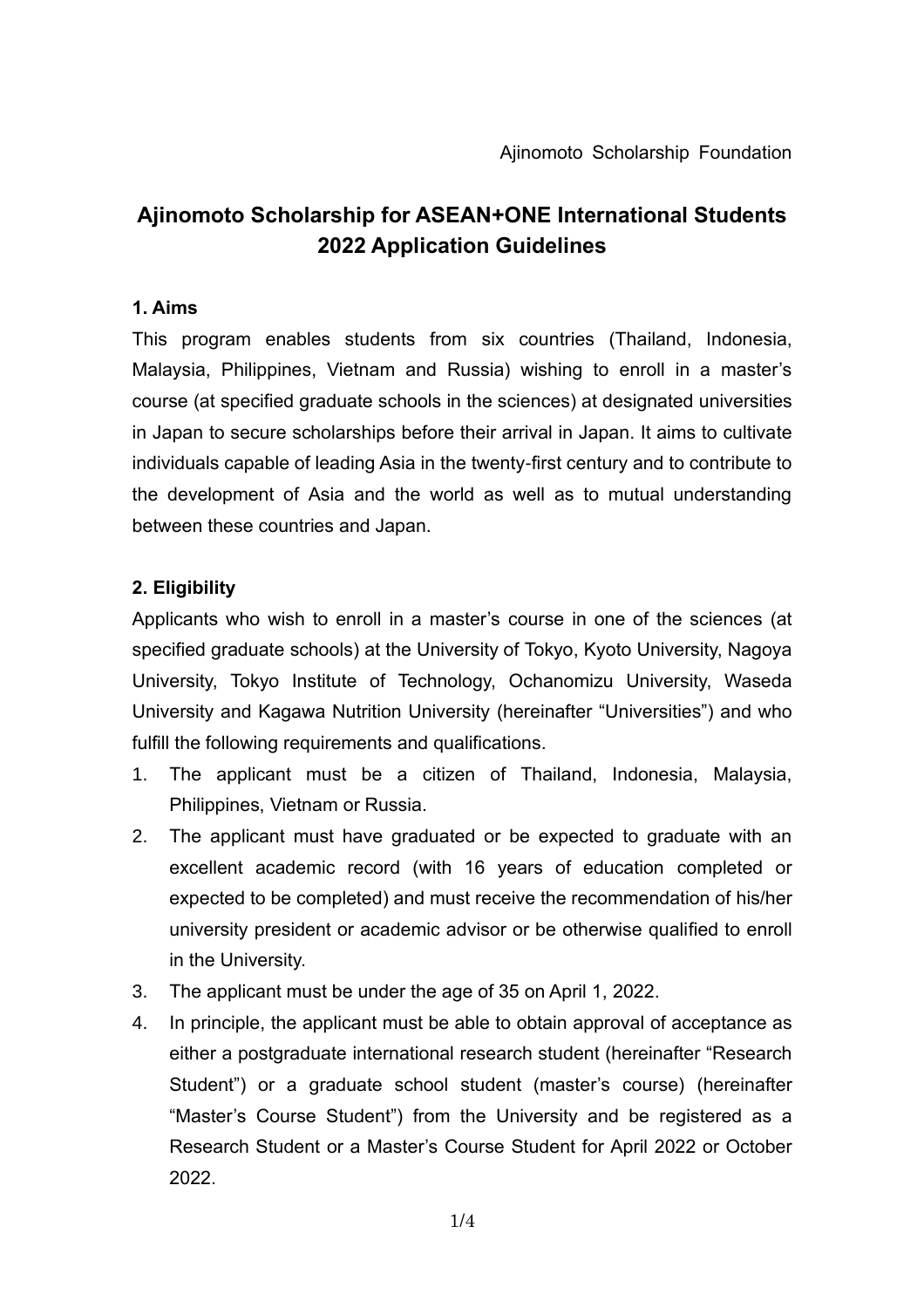Ajinomoto Scholarship Foundation

# Ajinomoto Scholarship for ASEAN+ONE International Students 2022 Application Guidelines

### 1. Aims

This program enables students from six countries (Thailand, Indonesia, Malaysia, Philippines, Vietnam and Russia) wishing to enroll in a master's course (at specified graduate schools in the sciences) at designated universities in Japan to secure scholarships before their arrival in Japan. It aims to cultivate individuals capable of leading Asia in the twenty-first century and to contribute to the development of Asia and the world as well as to mutual understanding between these countries and Japan.

### 2. Eligibility

Applicants who wish to enroll in a master's course in one of the sciences (at specified graduate schools) at the University of Tokyo, Kyoto University, Nagoya University, Tokyo Institute of Technology, Ochanomizu University, Waseda University and Kagawa Nutrition University (hereinafter "Universities") and who fulfill the following requirements and qualifications.

1. The applicant must be a citizen of Thailand, Indonesia, Malaysia, Philippines, Vietnam or Russia.
2. The applicant must have graduated or be expected to graduate with an excellent academic record (with 16 years of education completed or expected to be completed) and must receive the recommendation of his/her university president or academic advisor or be otherwise qualified to enroll in the University.
3. The applicant must be under the age of 35 on April 1, 2022.
4. In principle, the applicant must be able to obtain approval of acceptance as either a postgraduate international research student (hereinafter "Research Student") or a graduate school student (master's course) (hereinafter "Master's Course Student") from the University and be registered as a Research Student or a Master's Course Student for April 2022 or October 2022.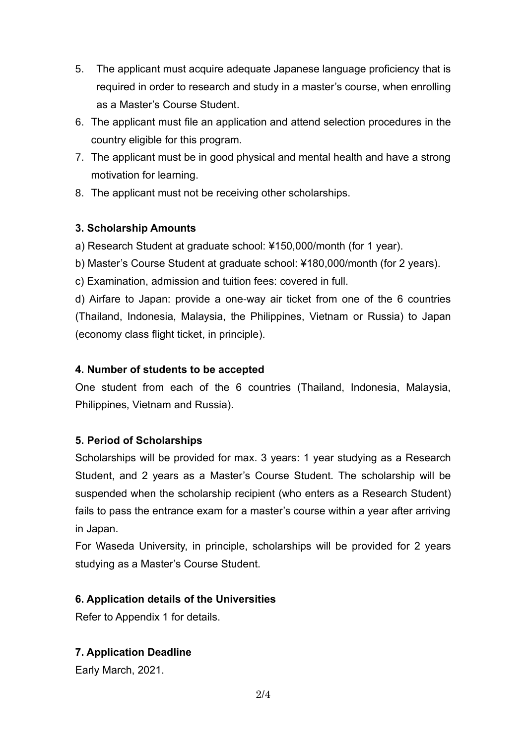5. The applicant must acquire adequate Japanese language proficiency that is required in order to research and study in a master's course, when enrolling as a Master's Course Student.
6. The applicant must file an application and attend selection procedures in the country eligible for this program.
7. The applicant must be in good physical and mental health and have a strong motivation for learning.
8. The applicant must not be receiving other scholarships.

### 3. Scholarship Amounts

a) Research Student at graduate school: ¥150,000/month (for 1 year).

b) Master's Course Student at graduate school: ¥180,000/month (for 2 years).

c) Examination, admission and tuition fees: covered in full.

d) Airfare to Japan: provide a one-way air ticket from one of the 6 countries (Thailand, Indonesia, Malaysia, the Philippines, Vietnam or Russia) to Japan (economy class flight ticket, in principle).

### 4. Number of students to be accepted

One student from each of the 6 countries (Thailand, Indonesia, Malaysia, Philippines, Vietnam and Russia).

### 5. Period of Scholarships

Scholarships will be provided for max. 3 years: 1 year studying as a Research Student, and 2 years as a Master's Course Student. The scholarship will be suspended when the scholarship recipient (who enters as a Research Student) fails to pass the entrance exam for a master's course within a year after arriving in Japan.

For Waseda University, in principle, scholarships will be provided for 2 years studying as a Master's Course Student.

### 6. Application details of the Universities

Refer to Appendix 1 for details.

### 7. Application Deadline

Early March, 2021.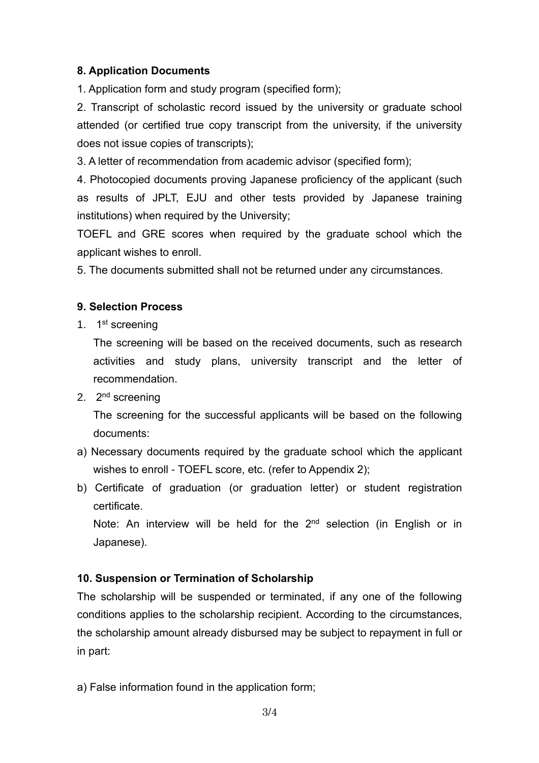### 8. Application Documents

1. Application form and study program (specified form);
2. Transcript of scholastic record issued by the university or graduate school attended (or certified true copy transcript from the university, if the university does not issue copies of transcripts);
3. A letter of recommendation from academic advisor (specified form);
4. Photocopied documents proving Japanese proficiency of the applicant (such as results of JPLT, EJU and other tests provided by Japanese training institutions) when required by the University;

   TOEFL and GRE scores when required by the graduate school which the applicant wishes to enroll.
5. The documents submitted shall not be returned under any circumstances.

### 9. Selection Process

1. 1st screening

   The screening will be based on the received documents, such as research activities and study plans, university transcript and the letter of recommendation.
2. 2nd screening

   The screening for the successful applicants will be based on the following documents:

a) Necessary documents required by the graduate school which the applicant wishes to enroll - TOEFL score, etc. (refer to Appendix 2);

b) Certificate of graduation (or graduation letter) or student registration certificate.

   Note: An interview will be held for the 2nd selection (in English or in Japanese).

### 10. Suspension or Termination of Scholarship

The scholarship will be suspended or terminated, if any one of the following conditions applies to the scholarship recipient. According to the circumstances, the scholarship amount already disbursed may be subject to repayment in full or in part:

a) False information found in the application form;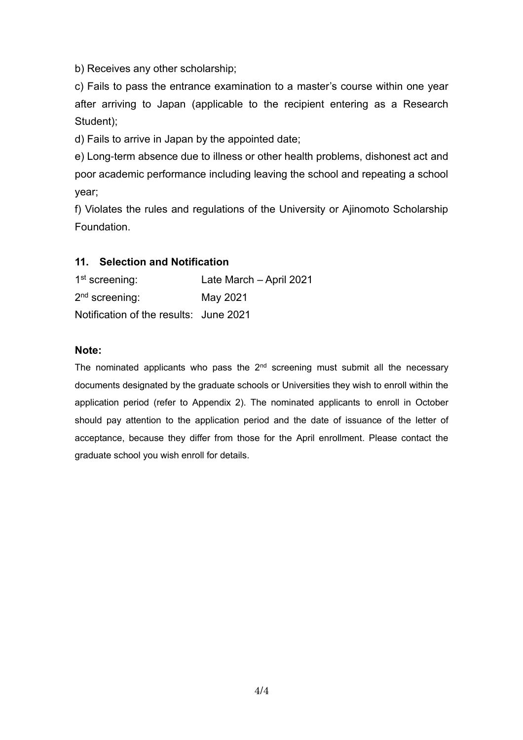b) Receives any other scholarship;

c) Fails to pass the entrance examination to a master's course within one year after arriving to Japan (applicable to the recipient entering as a Research Student);

d) Fails to arrive in Japan by the appointed date;

e) Long-term absence due to illness or other health problems, dishonest act and poor academic performance including leaving the school and repeating a school year;

f) Violates the rules and regulations of the University or Ajinomoto Scholarship Foundation.

## 11. Selection and Notification

| | |
|---|---|
| 1st screening: | Late March – April 2021 |
| 2nd screening: | May 2021 |
| Notification of the results: | June 2021 |

**Note:**

The nominated applicants who pass the 2nd screening must submit all the necessary documents designated by the graduate schools or Universities they wish to enroll within the application period (refer to Appendix 2). The nominated applicants to enroll in October should pay attention to the application period and the date of issuance of the letter of acceptance, because they differ from those for the April enrollment. Please contact the graduate school you wish enroll for details.